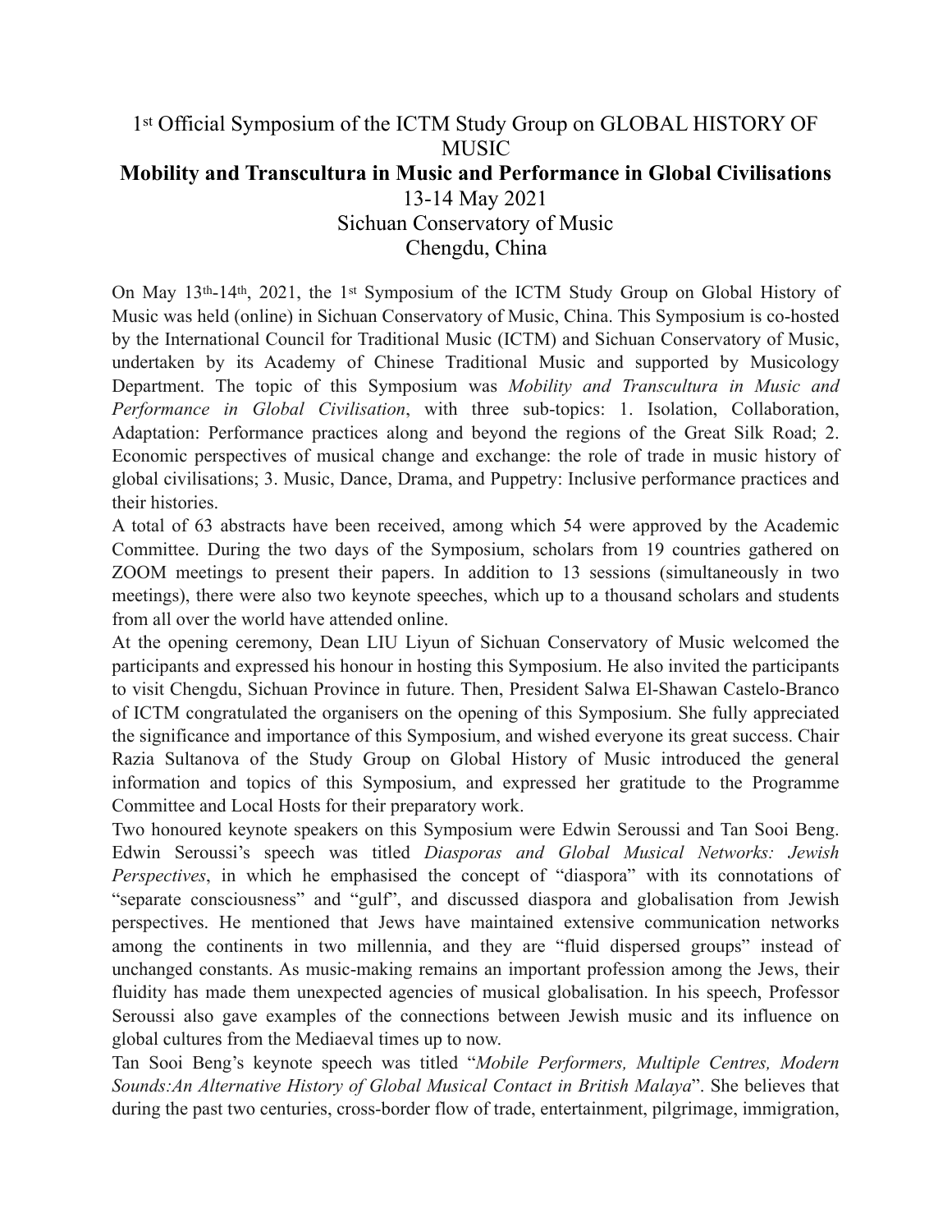# 1st Official Symposium of the ICTM Study Group on GLOBAL HISTORY OF MUSIC

## Mobility and Transcultura in Music and Performance in Global Civilisations

13-14 May 2021
Sichuan Conservatory of Music
Chengdu, China

On May 13th-14th, 2021, the 1st Symposium of the ICTM Study Group on Global History of Music was held (online) in Sichuan Conservatory of Music, China. This Symposium is co-hosted by the International Council for Traditional Music (ICTM) and Sichuan Conservatory of Music, undertaken by its Academy of Chinese Traditional Music and supported by Musicology Department. The topic of this Symposium was *Mobility and Transcultura in Music and Performance in Global Civilisation*, with three sub-topics: 1. Isolation, Collaboration, Adaptation: Performance practices along and beyond the regions of the Great Silk Road; 2. Economic perspectives of musical change and exchange: the role of trade in music history of global civilisations; 3. Music, Dance, Drama, and Puppetry: Inclusive performance practices and their histories.

A total of 63 abstracts have been received, among which 54 were approved by the Academic Committee. During the two days of the Symposium, scholars from 19 countries gathered on ZOOM meetings to present their papers. In addition to 13 sessions (simultaneously in two meetings), there were also two keynote speeches, which up to a thousand scholars and students from all over the world have attended online.

At the opening ceremony, Dean LIU Liyun of Sichuan Conservatory of Music welcomed the participants and expressed his honour in hosting this Symposium. He also invited the participants to visit Chengdu, Sichuan Province in future. Then, President Salwa El-Shawan Castelo-Branco of ICTM congratulated the organisers on the opening of this Symposium. She fully appreciated the significance and importance of this Symposium, and wished everyone its great success. Chair Razia Sultanova of the Study Group on Global History of Music introduced the general information and topics of this Symposium, and expressed her gratitude to the Programme Committee and Local Hosts for their preparatory work.

Two honoured keynote speakers on this Symposium were Edwin Seroussi and Tan Sooi Beng. Edwin Seroussi's speech was titled *Diasporas and Global Musical Networks: Jewish Perspectives*, in which he emphasised the concept of "diaspora" with its connotations of "separate consciousness" and "gulf", and discussed diaspora and globalisation from Jewish perspectives. He mentioned that Jews have maintained extensive communication networks among the continents in two millennia, and they are "fluid dispersed groups" instead of unchanged constants. As music-making remains an important profession among the Jews, their fluidity has made them unexpected agencies of musical globalisation. In his speech, Professor Seroussi also gave examples of the connections between Jewish music and its influence on global cultures from the Mediaeval times up to now.

Tan Sooi Beng's keynote speech was titled "*Mobile Performers, Multiple Centres, Modern Sounds:An Alternative History of Global Musical Contact in British Malaya*". She believes that during the past two centuries, cross-border flow of trade, entertainment, pilgrimage, immigration,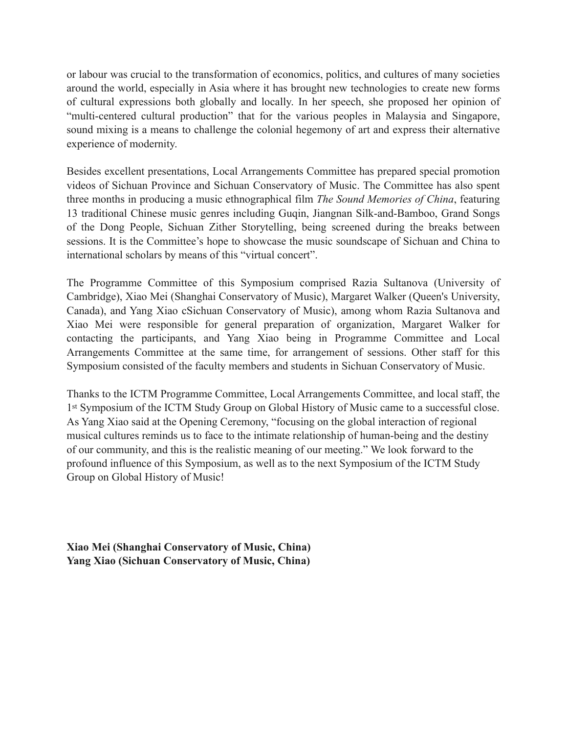or labour was crucial to the transformation of economics, politics, and cultures of many societies around the world, especially in Asia where it has brought new technologies to create new forms of cultural expressions both globally and locally. In her speech, she proposed her opinion of "multi-centered cultural production" that for the various peoples in Malaysia and Singapore, sound mixing is a means to challenge the colonial hegemony of art and express their alternative experience of modernity.

Besides excellent presentations, Local Arrangements Committee has prepared special promotion videos of Sichuan Province and Sichuan Conservatory of Music. The Committee has also spent three months in producing a music ethnographical film *The Sound Memories of China*, featuring 13 traditional Chinese music genres including Guqin, Jiangnan Silk-and-Bamboo, Grand Songs of the Dong People, Sichuan Zither Storytelling, being screened during the breaks between sessions. It is the Committee's hope to showcase the music soundscape of Sichuan and China to international scholars by means of this "virtual concert".

The Programme Committee of this Symposium comprised Razia Sultanova (University of Cambridge), Xiao Mei (Shanghai Conservatory of Music), Margaret Walker (Queen's University, Canada), and Yang Xiao cSichuan Conservatory of Music), among whom Razia Sultanova and Xiao Mei were responsible for general preparation of organization, Margaret Walker for contacting the participants, and Yang Xiao being in Programme Committee and Local Arrangements Committee at the same time, for arrangement of sessions. Other staff for this Symposium consisted of the faculty members and students in Sichuan Conservatory of Music.

Thanks to the ICTM Programme Committee, Local Arrangements Committee, and local staff, the 1st Symposium of the ICTM Study Group on Global History of Music came to a successful close. As Yang Xiao said at the Opening Ceremony, "focusing on the global interaction of regional musical cultures reminds us to face to the intimate relationship of human-being and the destiny of our community, and this is the realistic meaning of our meeting." We look forward to the profound influence of this Symposium, as well as to the next Symposium of the ICTM Study Group on Global History of Music!

**Xiao Mei (Shanghai Conservatory of Music, China)**
**Yang Xiao (Sichuan Conservatory of Music, China)**